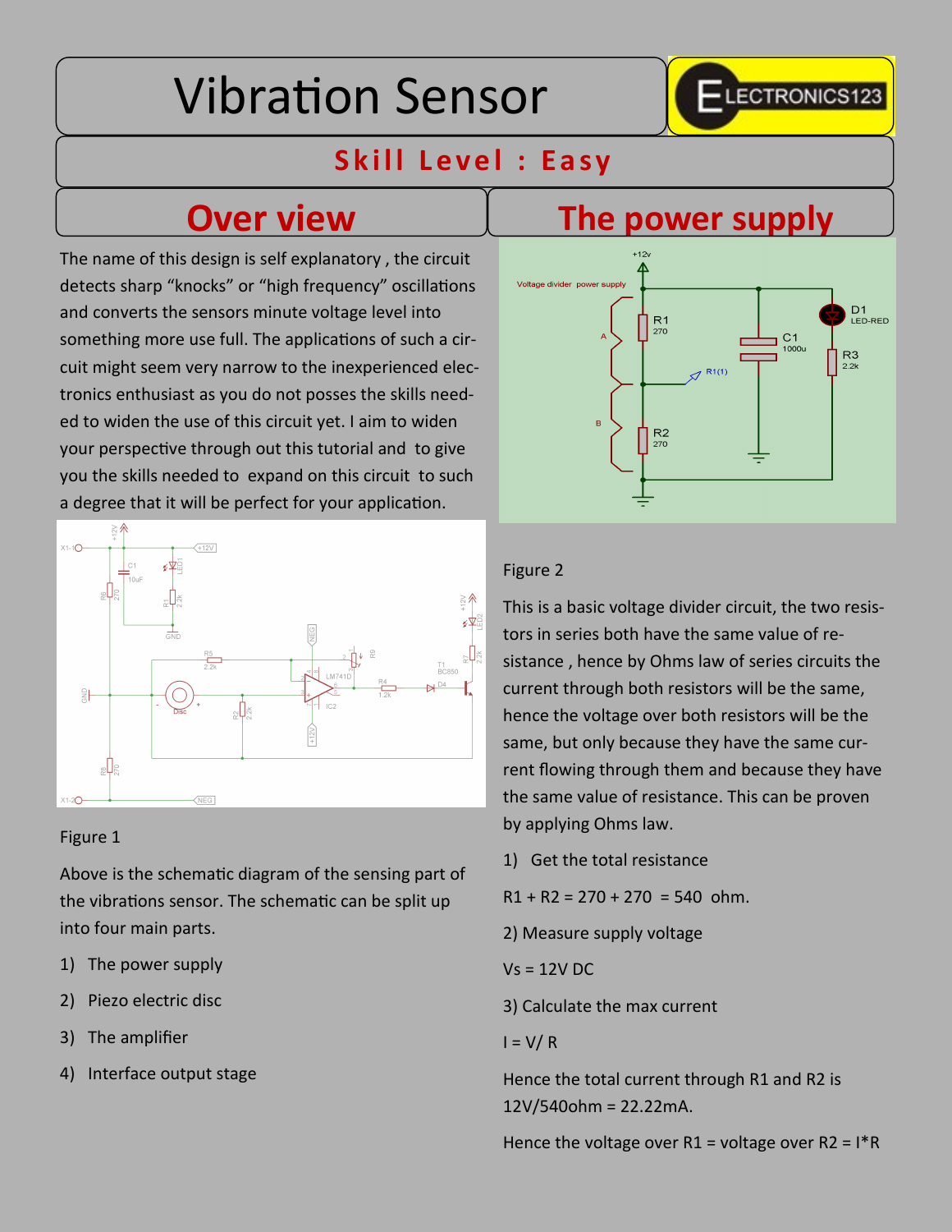# Vibration Sensor

ELECTRONICS123

## Skill Level : Easy

## Over view

The name of this design is self explanatory , the circuit detects sharp "knocks" or "high frequency" oscillations and converts the sensors minute voltage level into something more use full. The applications of such a circuit might seem very narrow to the inexperienced electronics enthusiast as you do not posses the skills needed to widen the use of this circuit yet. I aim to widen your perspective through out this tutorial and to give you the skills needed to expand on this circuit to such a degree that it will be perfect for your application.

Figure 1

Above is the schematic diagram of the sensing part of the vibrations sensor. The schematic can be split up into four main parts.

1) The power supply
2) Piezo electric disc
3) The amplifier
4) Interface output stage

## The power supply

Figure 2

This is a basic voltage divider circuit, the two resistors in series both have the same value of resistance , hence by Ohms law of series circuits the current through both resistors will be the same, hence the voltage over both resistors will be the same, but only because they have the same current flowing through them and because they have the same value of resistance. This can be proven by applying Ohms law.

1) Get the total resistance

R1 + R2 = 270 + 270 = 540 ohm.

2) Measure supply voltage

Vs = 12V DC

3) Calculate the max current

I = V/ R

Hence the total current through R1 and R2 is 12V/540ohm = 22.22mA.

Hence the voltage over R1 = voltage over R2 = I*R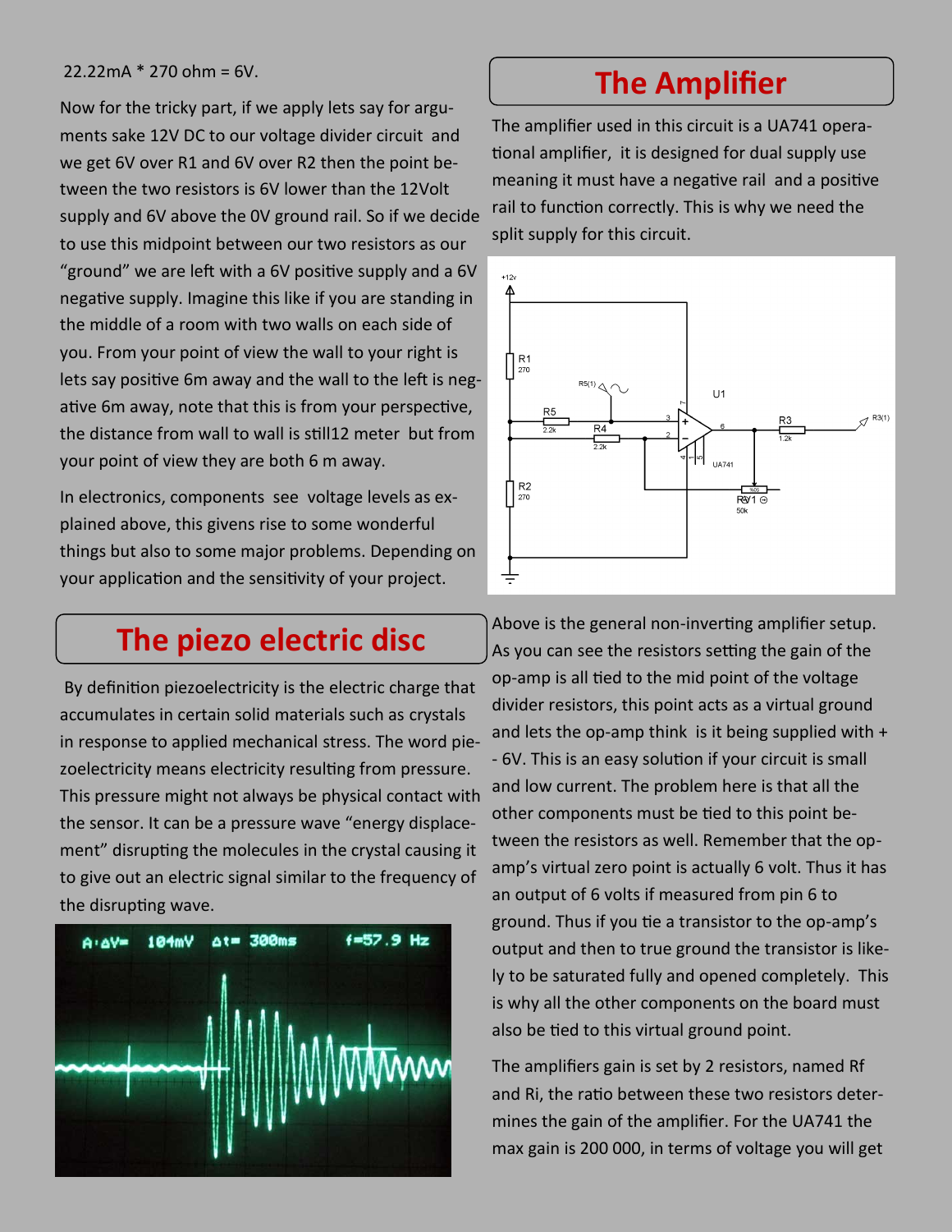22.22mA * 270 ohm = 6V.

Now for the tricky part, if we apply lets say for arguments sake 12V DC to our voltage divider circuit and we get 6V over R1 and 6V over R2 then the point between the two resistors is 6V lower than the 12Volt supply and 6V above the 0V ground rail. So if we decide to use this midpoint between our two resistors as our "ground" we are left with a 6V positive supply and a 6V negative supply. Imagine this like if you are standing in the middle of a room with two walls on each side of you. From your point of view the wall to your right is lets say positive 6m away and the wall to the left is negative 6m away, note that this is from your perspective, the distance from wall to wall is still12 meter but from your point of view they are both 6 m away.

In electronics, components see voltage levels as explained above, this givens rise to some wonderful things but also to some major problems. Depending on your application and the sensitivity of your project.

## The piezo electric disc

By definition piezoelectricity is the electric charge that accumulates in certain solid materials such as crystals in response to applied mechanical stress. The word piezoelectricity means electricity resulting from pressure. This pressure might not always be physical contact with the sensor. It can be a pressure wave "energy displacement" disrupting the molecules in the crystal causing it to give out an electric signal similar to the frequency of the disrupting wave.

A:ΔV= 104mV Δt= 300ms f=57.9 Hz

## The Amplifier

The amplifier used in this circuit is a UA741 operational amplifier, it is designed for dual supply use meaning it must have a negative rail and a positive rail to function correctly. This is why we need the split supply for this circuit.

+12v
R1 270
R5(1)
U1
R5 2.2k
R4 2.2k
R3 1.2k
R3(1)
UA741
R2 270
RV1 50k

Above is the general non-inverting amplifier setup. As you can see the resistors setting the gain of the op-amp is all tied to the mid point of the voltage divider resistors, this point acts as a virtual ground and lets the op-amp think is it being supplied with +- 6V. This is an easy solution if your circuit is small and low current. The problem here is that all the other components must be tied to this point between the resistors as well. Remember that the op-amp's virtual zero point is actually 6 volt. Thus it has an output of 6 volts if measured from pin 6 to ground. Thus if you tie a transistor to the op-amp's output and then to true ground the transistor is likely to be saturated fully and opened completely. This is why all the other components on the board must also be tied to this virtual ground point.

The amplifiers gain is set by 2 resistors, named Rf and Ri, the ratio between these two resistors determines the gain of the amplifier. For the UA741 the max gain is 200 000, in terms of voltage you will get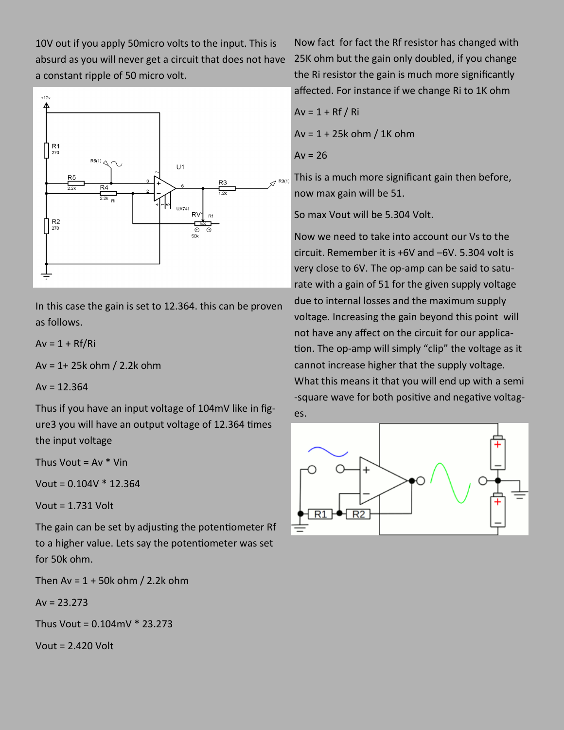10V out if you apply 50micro volts to the input. This is absurd as you will never get a circuit that does not have a constant ripple of 50 micro volt.

In this case the gain is set to 12.364. this can be proven as follows.

$Av = 1 + Rf/Ri$

$Av = 1 + 25k\ ohm / 2.2k\ ohm$

$Av = 12.364$

Thus if you have an input voltage of 104mV like in figure3 you will have an output voltage of 12.364 times the input voltage

Thus $Vout = Av * Vin$

$Vout = 0.104V * 12.364$

$Vout = 1.731\ Volt$

The gain can be set by adjusting the potentiometer Rf to a higher value. Lets say the potentiometer was set for 50k ohm.

Then $Av = 1 + 50k\ ohm / 2.2k\ ohm$

$Av = 23.273$

Thus $Vout = 0.104mV * 23.273$

$Vout = 2.420\ Volt$

Now fact for fact the Rf resistor has changed with 25K ohm but the gain only doubled, if you change the Ri resistor the gain is much more significantly affected. For instance if we change Ri to 1K ohm

$Av = 1 + Rf / Ri$

$Av = 1 + 25k\ ohm / 1K\ ohm$

$Av = 26$

This is a much more significant gain then before, now max gain will be 51.

So max Vout will be 5.304 Volt.

Now we need to take into account our Vs to the circuit. Remember it is +6V and –6V. 5.304 volt is very close to 6V. The op-amp can be said to saturate with a gain of 51 for the given supply voltage due to internal losses and the maximum supply voltage. Increasing the gain beyond this point will not have any affect on the circuit for our application. The op-amp will simply "clip" the voltage as it cannot increase higher that the supply voltage. What this means it that you will end up with a semi-square wave for both positive and negative voltages.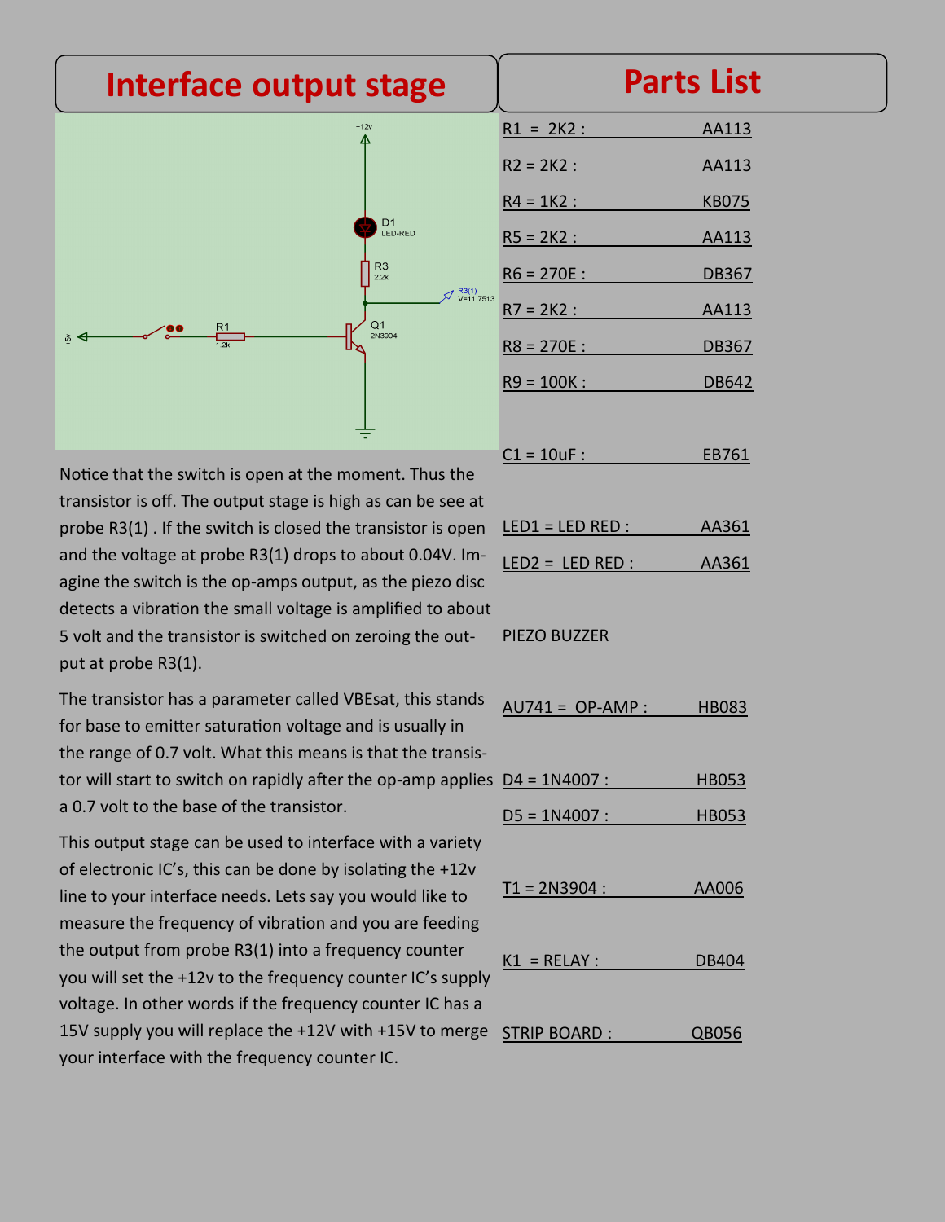# Interface output stage

+12v

D1
LED-RED

R3
2.2k

R3(1)
V=11.7513

Q1
2N3904

R1
1.2k

+5v

Notice that the switch is open at the moment. Thus the transistor is off. The output stage is high as can be see at probe R3(1) . If the switch is closed the transistor is open and the voltage at probe R3(1) drops to about 0.04V. Imagine the switch is the op-amps output, as the piezo disc detects a vibration the small voltage is amplified to about 5 volt and the transistor is switched on zeroing the output at probe R3(1).

The transistor has a parameter called VBEsat, this stands for base to emitter saturation voltage and is usually in the range of 0.7 volt. What this means is that the transistor will start to switch on rapidly after the op-amp applies a 0.7 volt to the base of the transistor.

This output stage can be used to interface with a variety of electronic IC's, this can be done by isolating the +12v line to your interface needs. Lets say you would like to measure the frequency of vibration and you are feeding the output from probe R3(1) into a frequency counter you will set the +12v to the frequency counter IC's supply voltage. In other words if the frequency counter IC has a 15V supply you will replace the +12V with +15V to merge your interface with the frequency counter IC.

# Parts List

| | |
|---|---|
| R1 = 2K2 : | AA113 |
| R2 = 2K2 : | AA113 |
| R4 = 1K2 : | KB075 |
| R5 = 2K2 : | AA113 |
| R6 = 270E : | DB367 |
| R7 = 2K2 : | AA113 |
| R8 = 270E : | DB367 |
| R9 = 100K : | DB642 |
| C1 = 10uF : | EB761 |
| LED1 = LED RED : | AA361 |
| LED2 = LED RED : | AA361 |
| PIEZO BUZZER | |
| AU741 = OP-AMP : | HB083 |
| D4 = 1N4007 : | HB053 |
| D5 = 1N4007 : | HB053 |
| T1 = 2N3904 : | AA006 |
| K1 = RELAY : | DB404 |
| STRIP BOARD : | QB056 |